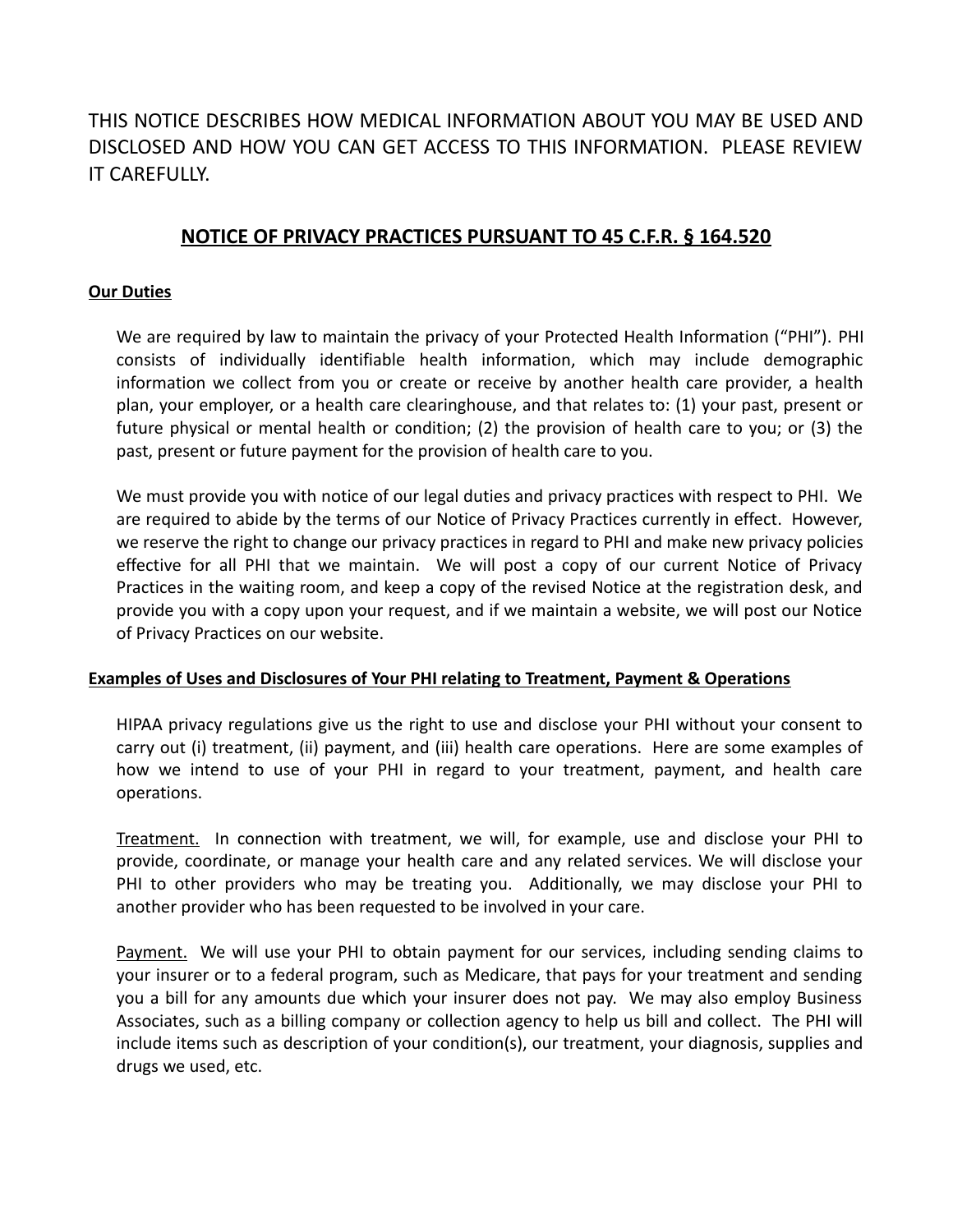THIS NOTICE DESCRIBES HOW MEDICAL INFORMATION ABOUT YOU MAY BE USED AND DISCLOSED AND HOW YOU CAN GET ACCESS TO THIS INFORMATION. PLEASE REVIEW IT CAREFULLY.

# NOTICE OF PRIVACY PRACTICES PURSUANT TO 45 C.F.R. § 164.520

## Our Duties

We are required by law to maintain the privacy of your Protected Health Information ("PHI"). PHI consists of individually identifiable health information, which may include demographic information we collect from you or create or receive by another health care provider, a health plan, your employer, or a health care clearinghouse, and that relates to: (1) your past, present or future physical or mental health or condition; (2) the provision of health care to you; or (3) the past, present or future payment for the provision of health care to you.

We must provide you with notice of our legal duties and privacy practices with respect to PHI. We are required to abide by the terms of our Notice of Privacy Practices currently in effect. However, we reserve the right to change our privacy practices in regard to PHI and make new privacy policies effective for all PHI that we maintain. We will post a copy of our current Notice of Privacy Practices in the waiting room, and keep a copy of the revised Notice at the registration desk, and provide you with a copy upon your request, and if we maintain a website, we will post our Notice of Privacy Practices on our website.

## Examples of Uses and Disclosures of Your PHI relating to Treatment, Payment & Operations

HIPAA privacy regulations give us the right to use and disclose your PHI without your consent to carry out (i) treatment, (ii) payment, and (iii) health care operations. Here are some examples of how we intend to use of your PHI in regard to your treatment, payment, and health care operations.

Treatment. In connection with treatment, we will, for example, use and disclose your PHI to provide, coordinate, or manage your health care and any related services. We will disclose your PHI to other providers who may be treating you. Additionally, we may disclose your PHI to another provider who has been requested to be involved in your care.

Payment. We will use your PHI to obtain payment for our services, including sending claims to your insurer or to a federal program, such as Medicare, that pays for your treatment and sending you a bill for any amounts due which your insurer does not pay. We may also employ Business Associates, such as a billing company or collection agency to help us bill and collect. The PHI will include items such as description of your condition(s), our treatment, your diagnosis, supplies and drugs we used, etc.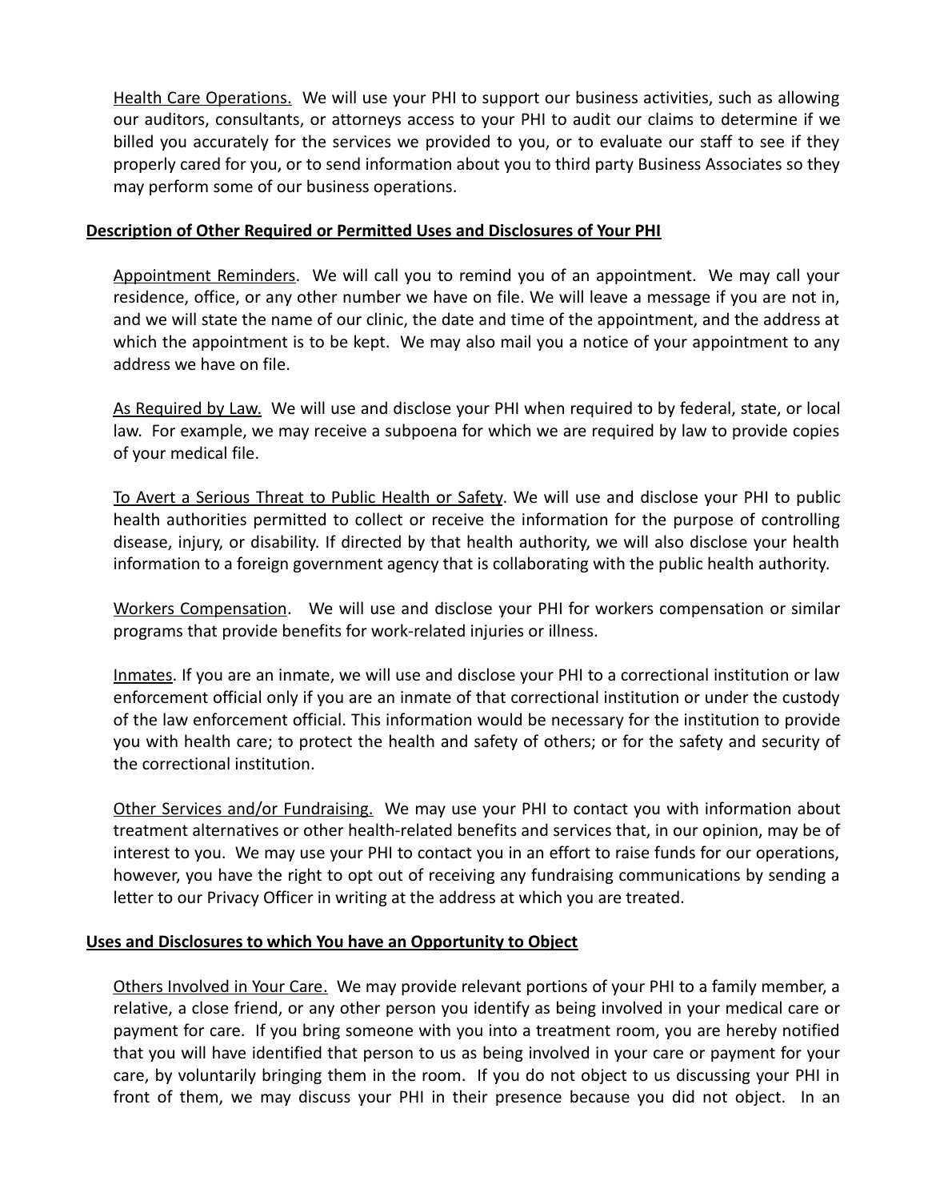Health Care Operations. We will use your PHI to support our business activities, such as allowing our auditors, consultants, or attorneys access to your PHI to audit our claims to determine if we billed you accurately for the services we provided to you, or to evaluate our staff to see if they properly cared for you, or to send information about you to third party Business Associates so they may perform some of our business operations.

**Description of Other Required or Permitted Uses and Disclosures of Your PHI**

Appointment Reminders. We will call you to remind you of an appointment. We may call your residence, office, or any other number we have on file. We will leave a message if you are not in, and we will state the name of our clinic, the date and time of the appointment, and the address at which the appointment is to be kept. We may also mail you a notice of your appointment to any address we have on file.

As Required by Law. We will use and disclose your PHI when required to by federal, state, or local law. For example, we may receive a subpoena for which we are required by law to provide copies of your medical file.

To Avert a Serious Threat to Public Health or Safety. We will use and disclose your PHI to public health authorities permitted to collect or receive the information for the purpose of controlling disease, injury, or disability. If directed by that health authority, we will also disclose your health information to a foreign government agency that is collaborating with the public health authority.

Workers Compensation. We will use and disclose your PHI for workers compensation or similar programs that provide benefits for work-related injuries or illness.

Inmates. If you are an inmate, we will use and disclose your PHI to a correctional institution or law enforcement official only if you are an inmate of that correctional institution or under the custody of the law enforcement official. This information would be necessary for the institution to provide you with health care; to protect the health and safety of others; or for the safety and security of the correctional institution.

Other Services and/or Fundraising. We may use your PHI to contact you with information about treatment alternatives or other health-related benefits and services that, in our opinion, may be of interest to you. We may use your PHI to contact you in an effort to raise funds for our operations, however, you have the right to opt out of receiving any fundraising communications by sending a letter to our Privacy Officer in writing at the address at which you are treated.

**Uses and Disclosures to which You have an Opportunity to Object**

Others Involved in Your Care. We may provide relevant portions of your PHI to a family member, a relative, a close friend, or any other person you identify as being involved in your medical care or payment for care. If you bring someone with you into a treatment room, you are hereby notified that you will have identified that person to us as being involved in your care or payment for your care, by voluntarily bringing them in the room. If you do not object to us discussing your PHI in front of them, we may discuss your PHI in their presence because you did not object. In an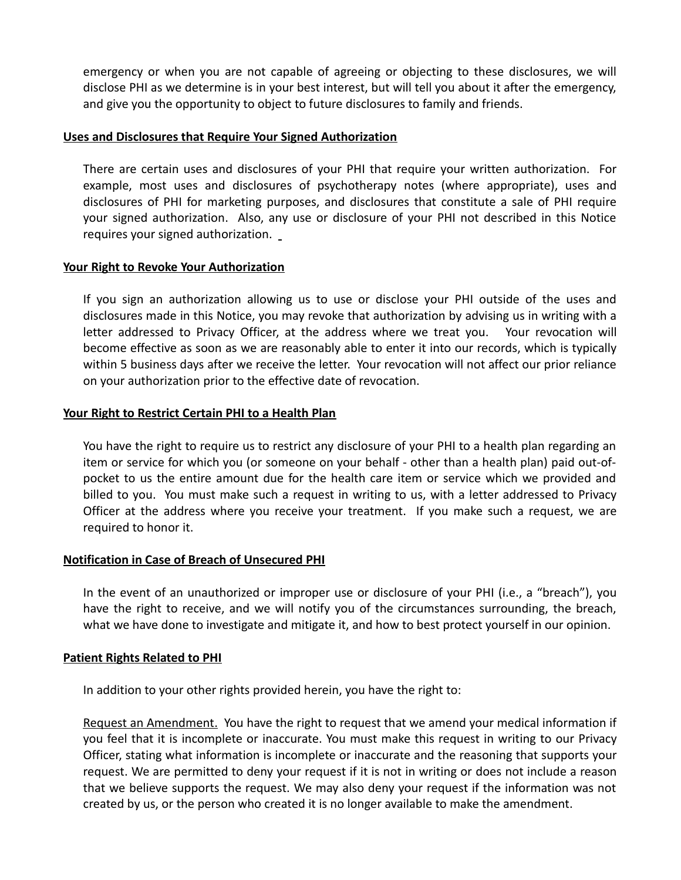emergency or when you are not capable of agreeing or objecting to these disclosures, we will disclose PHI as we determine is in your best interest, but will tell you about it after the emergency, and give you the opportunity to object to future disclosures to family and friends.

**Uses and Disclosures that Require Your Signed Authorization**

There are certain uses and disclosures of your PHI that require your written authorization. For example, most uses and disclosures of psychotherapy notes (where appropriate), uses and disclosures of PHI for marketing purposes, and disclosures that constitute a sale of PHI require your signed authorization. Also, any use or disclosure of your PHI not described in this Notice requires your signed authorization.

**Your Right to Revoke Your Authorization**

If you sign an authorization allowing us to use or disclose your PHI outside of the uses and disclosures made in this Notice, you may revoke that authorization by advising us in writing with a letter addressed to Privacy Officer, at the address where we treat you. Your revocation will become effective as soon as we are reasonably able to enter it into our records, which is typically within 5 business days after we receive the letter. Your revocation will not affect our prior reliance on your authorization prior to the effective date of revocation.

**Your Right to Restrict Certain PHI to a Health Plan**

You have the right to require us to restrict any disclosure of your PHI to a health plan regarding an item or service for which you (or someone on your behalf - other than a health plan) paid out-of-pocket to us the entire amount due for the health care item or service which we provided and billed to you. You must make such a request in writing to us, with a letter addressed to Privacy Officer at the address where you receive your treatment. If you make such a request, we are required to honor it.

**Notification in Case of Breach of Unsecured PHI**

In the event of an unauthorized or improper use or disclosure of your PHI (i.e., a "breach"), you have the right to receive, and we will notify you of the circumstances surrounding, the breach, what we have done to investigate and mitigate it, and how to best protect yourself in our opinion.

**Patient Rights Related to PHI**

In addition to your other rights provided herein, you have the right to:

Request an Amendment. You have the right to request that we amend your medical information if you feel that it is incomplete or inaccurate. You must make this request in writing to our Privacy Officer, stating what information is incomplete or inaccurate and the reasoning that supports your request. We are permitted to deny your request if it is not in writing or does not include a reason that we believe supports the request. We may also deny your request if the information was not created by us, or the person who created it is no longer available to make the amendment.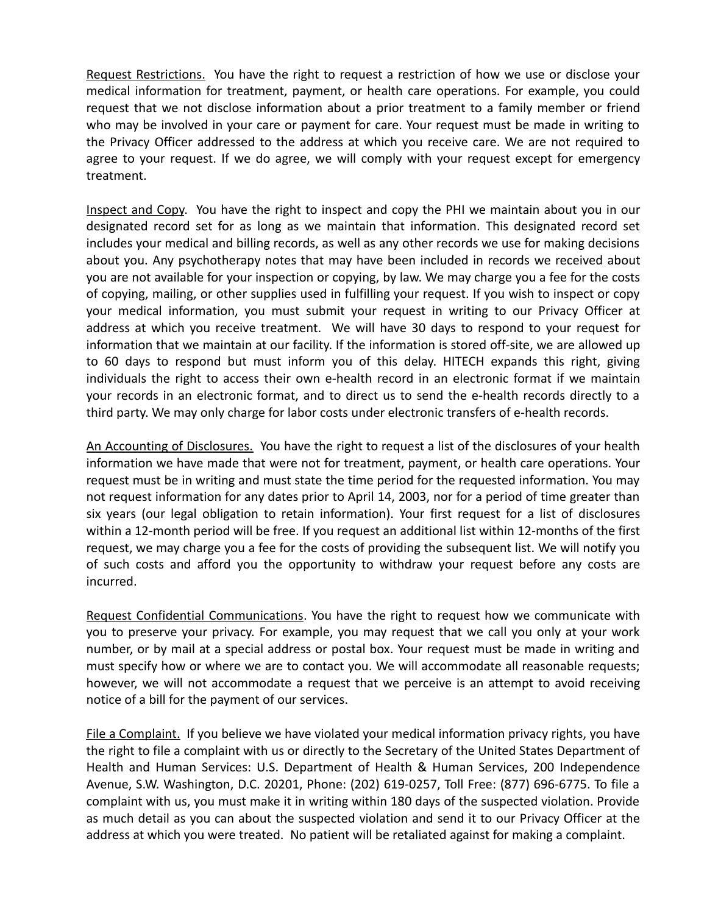<u>Request Restrictions.</u> You have the right to request a restriction of how we use or disclose your medical information for treatment, payment, or health care operations. For example, you could request that we not disclose information about a prior treatment to a family member or friend who may be involved in your care or payment for care. Your request must be made in writing to the Privacy Officer addressed to the address at which you receive care. We are not required to agree to your request. If we do agree, we will comply with your request except for emergency treatment.

<u>Inspect and Copy</u>. You have the right to inspect and copy the PHI we maintain about you in our designated record set for as long as we maintain that information. This designated record set includes your medical and billing records, as well as any other records we use for making decisions about you. Any psychotherapy notes that may have been included in records we received about you are not available for your inspection or copying, by law. We may charge you a fee for the costs of copying, mailing, or other supplies used in fulfilling your request. If you wish to inspect or copy your medical information, you must submit your request in writing to our Privacy Officer at address at which you receive treatment. We will have 30 days to respond to your request for information that we maintain at our facility. If the information is stored off-site, we are allowed up to 60 days to respond but must inform you of this delay. HITECH expands this right, giving individuals the right to access their own e-health record in an electronic format if we maintain your records in an electronic format, and to direct us to send the e-health records directly to a third party. We may only charge for labor costs under electronic transfers of e-health records.

<u>An Accounting of Disclosures.</u> You have the right to request a list of the disclosures of your health information we have made that were not for treatment, payment, or health care operations. Your request must be in writing and must state the time period for the requested information. You may not request information for any dates prior to April 14, 2003, nor for a period of time greater than six years (our legal obligation to retain information). Your first request for a list of disclosures within a 12-month period will be free. If you request an additional list within 12-months of the first request, we may charge you a fee for the costs of providing the subsequent list. We will notify you of such costs and afford you the opportunity to withdraw your request before any costs are incurred.

<u>Request Confidential Communications</u>. You have the right to request how we communicate with you to preserve your privacy. For example, you may request that we call you only at your work number, or by mail at a special address or postal box. Your request must be made in writing and must specify how or where we are to contact you. We will accommodate all reasonable requests; however, we will not accommodate a request that we perceive is an attempt to avoid receiving notice of a bill for the payment of our services.

<u>File a Complaint.</u> If you believe we have violated your medical information privacy rights, you have the right to file a complaint with us or directly to the Secretary of the United States Department of Health and Human Services: U.S. Department of Health & Human Services, 200 Independence Avenue, S.W. Washington, D.C. 20201, Phone: (202) 619-0257, Toll Free: (877) 696-6775. To file a complaint with us, you must make it in writing within 180 days of the suspected violation. Provide as much detail as you can about the suspected violation and send it to our Privacy Officer at the address at which you were treated. No patient will be retaliated against for making a complaint.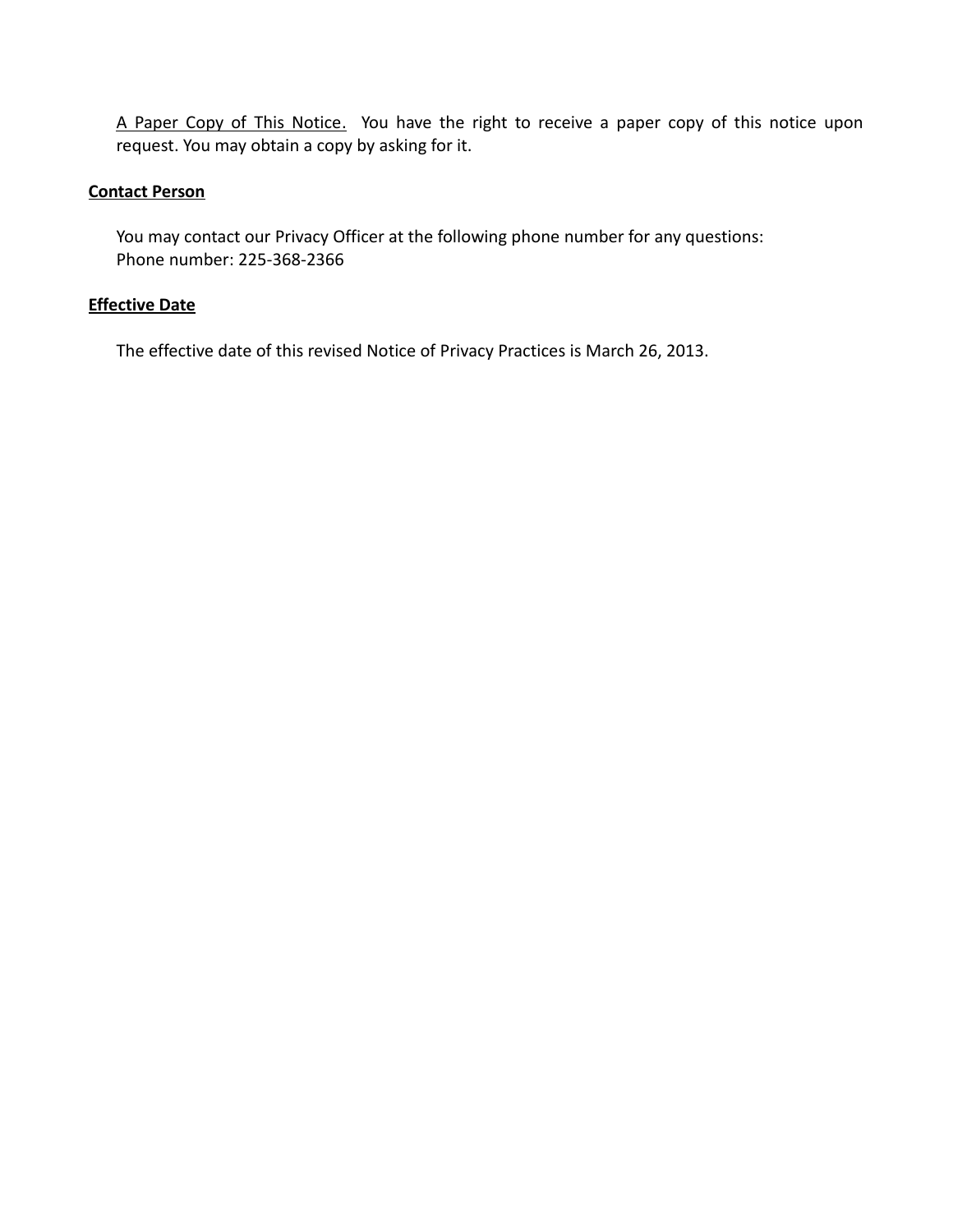A Paper Copy of This Notice. You have the right to receive a paper copy of this notice upon request. You may obtain a copy by asking for it.

## **Contact Person**

You may contact our Privacy Officer at the following phone number for any questions:
Phone number: 225-368-2366

## **Effective Date**

The effective date of this revised Notice of Privacy Practices is March 26, 2013.